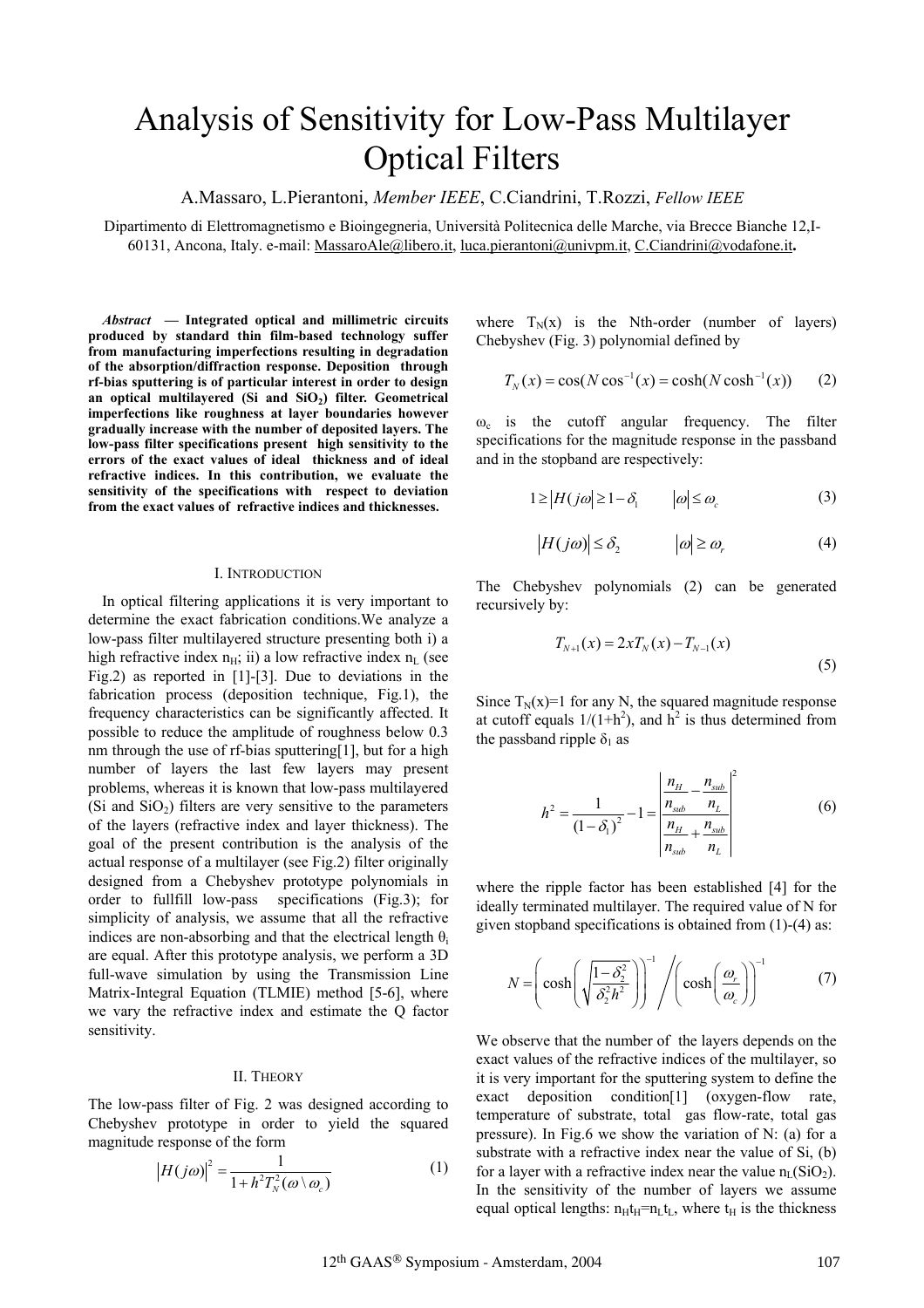# Analysis of Sensitivity for Low-Pass Multilayer Optical Filters

A.Massaro, L.Pierantoni, *Member IEEE*, C.Ciandrini, T.Rozzi, *Fellow IEEE*

Dipartimento di Elettromagnetismo e Bioingegneria, Università Politecnica delle Marche, via Brecce Bianche 12,I-60131, Ancona, Italy. e-mail: MassaroAle@libero.it, luca.pierantoni@univpm.it, C.Ciandrini@vodafone.it**.**

***Abstract* — Integrated optical and millimetric circuits produced by standard thin film-based technology suffer from manufacturing imperfections resulting in degradation of the absorption/diffraction response. Deposition through rf-bias sputtering is of particular interest in order to design an optical multilayered (Si and $SiO_2$) filter. Geometrical imperfections like roughness at layer boundaries however gradually increase with the number of deposited layers. The low-pass filter specifications present high sensitivity to the errors of the exact values of ideal thickness and of ideal refractive indices. In this contribution, we evaluate the sensitivity of the specifications with respect to deviation from the exact values of refractive indices and thicknesses.**

## I. Introduction

In optical filtering applications it is very important to determine the exact fabrication conditions.We analyze a low-pass filter multilayered structure presenting both i) a high refractive index $n_H$; ii) a low refractive index $n_L$ (see Fig.2) as reported in [1]-[3]. Due to deviations in the fabrication process (deposition technique, Fig.1), the frequency characteristics can be significantly affected. It possible to reduce the amplitude of roughness below 0.3 nm through the use of rf-bias sputtering[1], but for a high number of layers the last few layers may present problems, whereas it is known that low-pass multilayered (Si and $SiO_2$) filters are very sensitive to the parameters of the layers (refractive index and layer thickness). The goal of the present contribution is the analysis of the actual response of a multilayer (see Fig.2) filter originally designed from a Chebyshev prototype polynomials in order to fullfill low-pass specifications (Fig.3); for simplicity of analysis, we assume that all the refractive indices are non-absorbing and that the electrical length $\theta_i$ are equal. After this prototype analysis, we perform a 3D full-wave simulation by using the Transmission Line Matrix-Integral Equation (TLMIE) method [5-6], where we vary the refractive index and estimate the Q factor sensitivity.

## II. Theory

The low-pass filter of Fig. 2 was designed according to Chebyshev prototype in order to yield the squared magnitude response of the form

$$\left|H(j\omega)\right|^2 = \frac{1}{1+h^2 T_N^2(\omega \setminus \omega_c)} \tag{1}$$

where $T_N(x)$ is the Nth-order (number of layers) Chebyshev (Fig. 3) polynomial defined by

$$T_N(x) = \cos(N\cos^{-1}(x) = \cosh(N\cosh^{-1}(x)) \tag{2}$$

$\omega_c$ is the cutoff angular frequency. The filter specifications for the magnitude response in the passband and in the stopband are respectively:

$$1 \geq \left|H(j\omega)\right| \geq 1-\delta_1 \qquad |\omega| \leq \omega_c \tag{3}$$

$$\left|H(j\omega)\right| \leq \delta_2 \qquad |\omega| \geq \omega_r \tag{4}$$

The Chebyshev polynomials (2) can be generated recursively by:

$$T_{N+1}(x) = 2xT_N(x) - T_{N-1}(x) \tag{5}$$

Since $T_N(x)=1$ for any N, the squared magnitude response at cutoff equals $1/(1+h^2)$, and $h^2$ is thus determined from the passband ripple $\delta_1$ as

$$h^2 = \frac{1}{(1-\delta_1)^2} - 1 = \left| \frac{\dfrac{n_H}{n_{sub}} - \dfrac{n_{sub}}{n_L}}{\dfrac{n_H}{n_{sub}} + \dfrac{n_{sub}}{n_L}} \right|^2 \tag{6}$$

where the ripple factor has been established [4] for the ideally terminated multilayer. The required value of N for given stopband specifications is obtained from (1)-(4) as:

$$N = \left(\cosh\left(\sqrt{\frac{1-\delta_2^2}{\delta_2^2 h^2}}\right)\right)^{-1} \Bigg/ \left(\cosh\left(\frac{\omega_r}{\omega_c}\right)\right)^{-1} \tag{7}$$

We observe that the number of the layers depends on the exact values of the refractive indices of the multilayer, so it is very important for the sputtering system to define the exact deposition condition[1] (oxygen-flow rate, temperature of substrate, total gas flow-rate, total gas pressure). In Fig.6 we show the variation of N: (a) for a substrate with a refractive index near the value of Si, (b) for a layer with a refractive index near the value $n_L(SiO_2)$. In the sensitivity of the number of layers we assume equal optical lengths: $n_H t_H = n_L t_L$, where $t_H$ is the thickness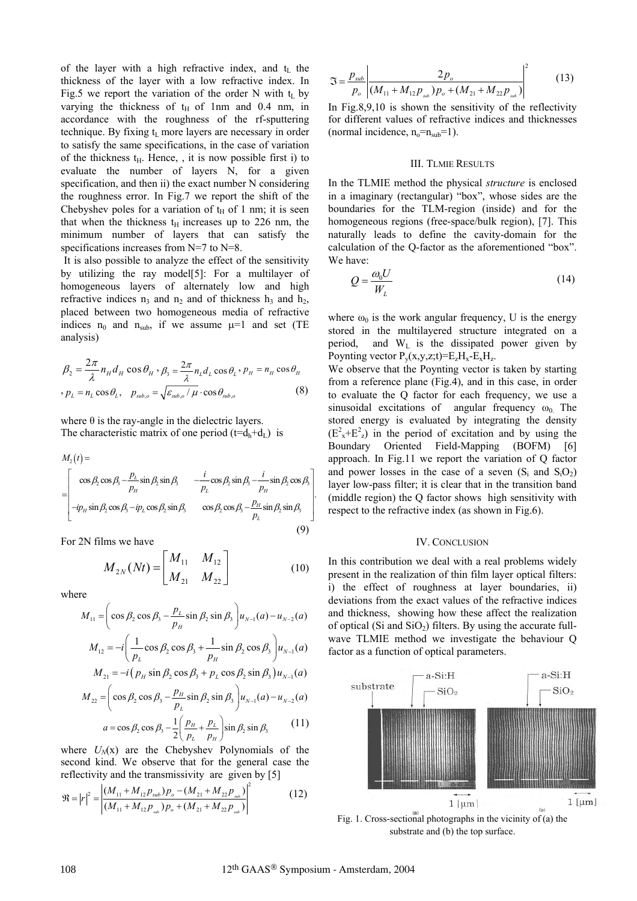of the layer with a high refractive index, and $t_L$ the thickness of the layer with a low refractive index. In Fig.5 we report the variation of the order N with $t_L$ by varying the thickness of $t_H$ of 1nm and 0.4 nm, in accordance with the roughness of the rf-sputtering technique. By fixing $t_L$ more layers are necessary in order to satisfy the same specifications, in the case of variation of the thickness $t_H$. Hence, , it is now possible first i) to evaluate the number of layers N, for a given specification, and then ii) the exact number N considering the roughness error. In Fig.7 we report the shift of the Chebyshev poles for a variation of $t_H$ of 1 nm; it is seen that when the thickness $t_H$ increases up to 226 nm, the minimum number of layers that can satisfy the specifications increases from N=7 to N=8.

It is also possible to analyze the effect of the sensitivity by utilizing the ray model[5]: For a multilayer of homogeneous layers of alternately low and high refractive indices $n_3$ and $n_2$ and of thickness $h_3$ and $h_2$, placed between two homogeneous media of refractive indices $n_0$ and $n_{sub}$, if we assume $\mu=1$ and set (TE analysis)

$$\beta_2 = \frac{2\pi}{\lambda} n_H d_H \cos\theta_H \,,\; \beta_3 = \frac{2\pi}{\lambda} n_L d_L \cos\theta_L \,,\; p_H = n_H \cos\theta_H$$
$$,\; p_L = n_L \cos\theta_L,\quad p_{sub,o} = \sqrt{\varepsilon_{sub,o}/\mu}\cdot\cos\theta_{sub,o} \tag{8}$$

where θ is the ray-angle in the dielectric layers.

The characteristic matrix of one period ($t=d_h+d_L$) is

$$M_2(t) = \begin{bmatrix} \cos\beta_2\cos\beta_3 - \frac{p_L}{p_H}\sin\beta_2\sin\beta_3 & -\frac{i}{p_L}\cos\beta_2\sin\beta_3 - \frac{i}{p_H}\sin\beta_2\cos\beta_3 \\ -ip_H\sin\beta_2\cos\beta_3 - ip_L\cos\beta_2\sin\beta_3 & \cos\beta_2\cos\beta_3 - \frac{p_H}{p_L}\sin\beta_2\sin\beta_3 \end{bmatrix}. \tag{9}$$

For 2N films we have

$$M_{2N}(Nt) = \begin{bmatrix} M_{11} & M_{12} \\ M_{21} & M_{22} \end{bmatrix} \tag{10}$$

where

$$M_{11} = \left(\cos\beta_2\cos\beta_3 - \frac{p_L}{p_H}\sin\beta_2\sin\beta_3\right)u_{N-1}(a) - u_{N-2}(a)$$
$$M_{12} = -i\left(\frac{1}{p_L}\cos\beta_2\cos\beta_3 + \frac{1}{p_H}\sin\beta_2\cos\beta_3\right)u_{N-1}(a)$$
$$M_{21} = -i\left(p_H\sin\beta_2\cos\beta_3 + p_L\cos\beta_2\sin\beta_3\right)u_{N-1}(a)$$
$$M_{22} = \left(\cos\beta_2\cos\beta_3 - \frac{p_H}{p_L}\sin\beta_2\sin\beta_3\right)u_{N-1}(a) - u_{N-2}(a)$$
$$a = \cos\beta_2\cos\beta_3 - \frac{1}{2}\left(\frac{p_H}{p_L} + \frac{p_L}{p_H}\right)\sin\beta_2\sin\beta_3 \tag{11}$$

where $U_N(x)$ are the Chebyshev Polynomials of the second kind. We observe that for the general case the reflectivity and the transmissivity are given by [5]

$$\Re = |r|^2 = \left|\frac{(M_{11}+M_{12}p_{sub})p_o - (M_{21}+M_{22}p_{sub})}{(M_{11}+M_{12}p_{sub})p_o + (M_{21}+M_{22}p_{sub})}\right|^2 \tag{12}$$

$$\Im = \frac{p_{sub}}{p_o}\left|\frac{2p_o}{(M_{11}+M_{12}p_{sub})p_o + (M_{21}+M_{22}p_{sub})}\right|^2 \tag{13}$$

In Fig.8,9,10 is shown the sensitivity of the reflectivity for different values of refractive indices and thicknesses (normal incidence, $n_o=n_{sub}=1$).

## III. TLMIE RESULTS

In the TLMIE method the physical *structure* is enclosed in a imaginary (rectangular) "box", whose sides are the boundaries for the TLM-region (inside) and for the homogeneous regions (free-space/bulk region), [7]. This naturally leads to define the cavity-domain for the calculation of the Q-factor as the aforementioned "box". We have:

$$Q = \frac{\omega_0 U}{W_L} \tag{14}$$

where $\omega_0$ is the work angular frequency, U is the energy stored in the multilayered structure integrated on a period, and $W_L$ is the dissipated power given by Poynting vector $P_y(x,y,z;t)=E_zH_x-E_xH_z$.

We observe that the Poynting vector is taken by starting from a reference plane (Fig.4), and in this case, in order to evaluate the Q factor for each frequency, we use a sinusoidal excitations of angular frequency $\omega_0$. The stored energy is evaluated by integrating the density $(E_x^2+E_z^2)$ in the period of excitation and by using the Boundary Oriented Field-Mapping (BOFM) [6] approach. In Fig.11 we report the variation of Q factor and power losses in the case of a seven ($S_i$ and $S_iO_2$) layer low-pass filter; it is clear that in the transition band (middle region) the Q factor shows high sensitivity with respect to the refractive index (as shown in Fig.6).

## IV. CONCLUSION

In this contribution we deal with a real problems widely present in the realization of thin film layer optical filters: i) the effect of roughness at layer boundaries, ii) deviations from the exact values of the refractive indices and thickness, showing how these affect the realization of optical (Si and $SiO_2$) filters. By using the accurate full-wave TLMIE method we investigate the behaviour Q factor as a function of optical parameters.

Fig. 1. Cross-sectional photographs in the vicinity of (a) the substrate and (b) the top surface.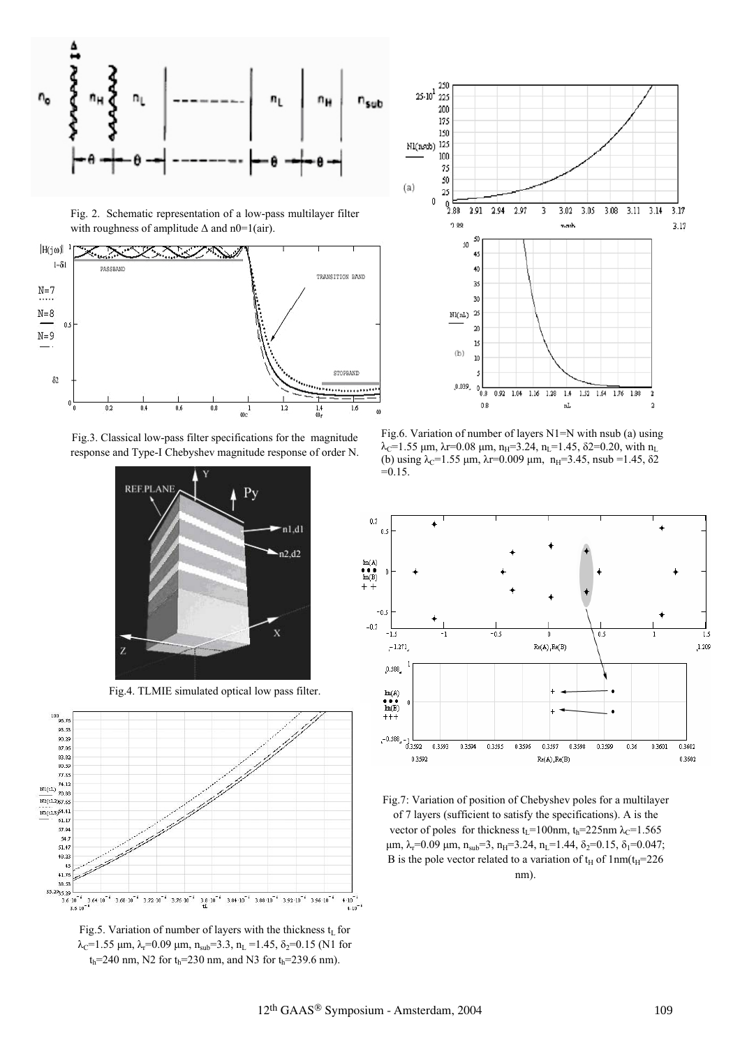Fig. 2. Schematic representation of a low-pass multilayer filter with roughness of amplitude $\Delta$ and n0=1(air).

Fig.3. Classical low-pass filter specifications for the magnitude response and Type-I Chebyshev magnitude response of order N.

Fig.4. TLMIE simulated optical low pass filter.

Fig.5. Variation of number of layers with the thickness $t_L$ for $\lambda_C$=1.55 μm, $\lambda_r$=0.09 μm, $n_{sub}$=3.3, $n_L$ =1.45, $\delta_2$=0.15 (N1 for $t_h$=240 nm, N2 for $t_h$=230 nm, and N3 for $t_h$=239.6 nm).

Fig.6. Variation of number of layers N1=N with nsub (a) using $\lambda_C$=1.55 μm, $\lambda$r=0.08 μm, $n_H$=3.24, $n_L$=1.45, $\delta$2=0.20, with $n_L$ (b) using $\lambda_C$=1.55 μm, $\lambda$r=0.009 μm, $n_H$=3.45, nsub =1.45, $\delta$2 =0.15.

Fig.7: Variation of position of Chebyshev poles for a multilayer of 7 layers (sufficient to satisfy the specifications). A is the vector of poles for thickness $t_L$=100nm, $t_h$=225nm $\lambda_C$=1.565 μm, $\lambda_r$=0.09 μm, $n_{sub}$=3, $n_H$=3.24, $n_L$=1.44, $\delta_2$=0.15, $\delta_1$=0.047; B is the pole vector related to a variation of $t_H$ of 1nm($t_H$=226 nm).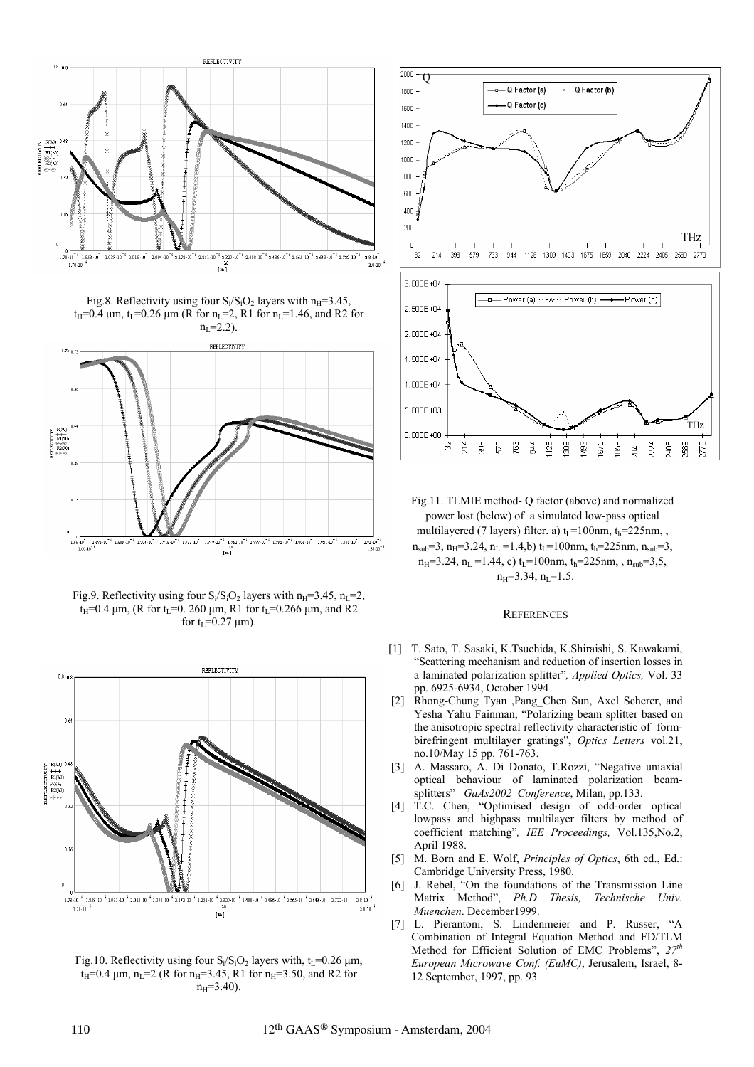REFLECTIVITY

Fig.8. Reflectivity using four $S_i/S_iO_2$ layers with $n_H$=3.45, $t_H$=0.4 μm, $t_L$=0.26 μm (R for $n_L$=2, R1 for $n_L$=1.46, and R2 for $n_L$=2.2).

REFLECTIVITY

Fig.9. Reflectivity using four $S_i/S_iO_2$ layers with $n_H$=3.45, $n_L$=2, $t_H$=0.4 μm, (R for $t_L$=0. 260 μm, R1 for $t_L$=0.266 μm, and R2 for $t_L$=0.27 μm).

REFLECTIVITY

Fig.10. Reflectivity using four $S_iO_2$ layers with, $t_L$=0.26 μm, $t_H$=0.4 μm, $n_L$=2 (R for $n_H$=3.45, R1 for $n_H$=3.50, and R2 for $n_H$=3.40).

Q

Q Factor (a) Q Factor (b) Q Factor (c)

THz

Power (a) Power (b) Power (c)

THz

Fig.11. TLMIE method- Q factor (above) and normalized power lost (below) of a simulated low-pass optical multilayered (7 layers) filter. a) $t_L$=100nm, $t_h$=225nm, , $n_{sub}$=3, $n_H$=3.24, $n_L$ =1.4,b) $t_L$=100nm, $t_h$=225nm, $n_{sub}$=3, $n_H$=3.24, $n_L$ =1.44, c) $t_L$=100nm, $t_h$=225nm, , $n_{sub}$=3,5, $n_H$=3.34, $n_L$=1.5.

## References

[1] T. Sato, T. Sasaki, K.Tsuchida, K.Shiraishi, S. Kawakami, "Scattering mechanism and reduction of insertion losses in a laminated polarization splitter", *Applied Optics,* Vol. 33 pp. 6925-6934, October 1994

[2] Rhong-Chung Tyan ,Pang_Chen Sun, Axel Scherer, and Yesha Yahu Fainman, "Polarizing beam splitter based on the anisotropic spectral reflectivity characteristic of form-birefringent multilayer gratings", *Optics Letters* vol.21, no.10/May 15 pp. 761-763.

[3] A. Massaro, A. Di Donato, T.Rozzi, "Negative uniaxial optical behaviour of laminated polarization beam-splitters" *GaAs2002 Conference*, Milan, pp.133.

[4] T.C. Chen, "Optimised design of odd-order optical lowpass and highpass multilayer filters by method of coefficient matching", *IEE Proceedings,* Vol.135,No.2, April 1988.

[5] M. Born and E. Wolf, *Principles of Optics*, 6th ed., Ed.: Cambridge University Press, 1980.

[6] J. Rebel, "On the foundations of the Transmission Line Matrix Method", *Ph.D Thesis, Technische Univ. Muenchen*. December1999.

[7] L. Pierantoni, S. Lindenmeier and P. Russer, "A Combination of Integral Equation Method and FD/TLM Method for Efficient Solution of EMC Problems", *27th European Microwave Conf. (EuMC)*, Jerusalem, Israel, 8-12 September, 1997, pp. 93